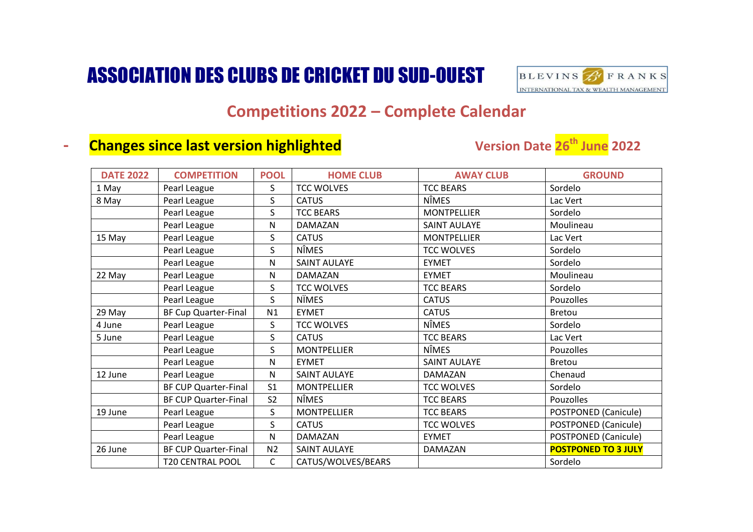# ASSOCIATION DES CLUBS DE CRICKET DU SUD-OUEST

BLEVINS FRANKS
INTERNATIONAL TAX & WEALTH MANAGEMENT

## Competitions 2022 – Complete Calendar

- **Changes since last version highlighted**

**Version Date 26th June 2022**

| DATE 2022 | COMPETITION | POOL | HOME CLUB | AWAY CLUB | GROUND |
|---|---|---|---|---|---|
| 1 May | Pearl League | S | TCC WOLVES | TCC BEARS | Sordelo |
| 8 May | Pearl League | S | CATUS | NÎMES | Lac Vert |
| | Pearl League | S | TCC BEARS | MONTPELLIER | Sordelo |
| | Pearl League | N | DAMAZAN | SAINT AULAYE | Moulineau |
| 15 May | Pearl League | S | CATUS | MONTPELLIER | Lac Vert |
| | Pearl League | S | NÎMES | TCC WOLVES | Sordelo |
| | Pearl League | N | SAINT AULAYE | EYMET | Sordelo |
| 22 May | Pearl League | N | DAMAZAN | EYMET | Moulineau |
| | Pearl League | S | TCC WOLVES | TCC BEARS | Sordelo |
| | Pearl League | S | NÎMES | CATUS | Pouzolles |
| 29 May | BF Cup Quarter-Final | N1 | EYMET | CATUS | Bretou |
| 4 June | Pearl League | S | TCC WOLVES | NÎMES | Sordelo |
| 5 June | Pearl League | S | CATUS | TCC BEARS | Lac Vert |
| | Pearl League | S | MONTPELLIER | NÎMES | Pouzolles |
| | Pearl League | N | EYMET | SAINT AULAYE | Bretou |
| 12 June | Pearl League | N | SAINT AULAYE | DAMAZAN | Chenaud |
| | BF CUP Quarter-Final | S1 | MONTPELLIER | TCC WOLVES | Sordelo |
| | BF CUP Quarter-Final | S2 | NÎMES | TCC BEARS | Pouzolles |
| 19 June | Pearl League | S | MONTPELLIER | TCC BEARS | POSTPONED (Canicule) |
| | Pearl League | S | CATUS | TCC WOLVES | POSTPONED (Canicule) |
| | Pearl League | N | DAMAZAN | EYMET | POSTPONED (Canicule) |
| 26 June | BF CUP Quarter-Final | N2 | SAINT AULAYE | DAMAZAN | **POSTPONED TO 3 JULY** |
| | T20 CENTRAL POOL | C | CATUS/WOLVES/BEARS | | Sordelo |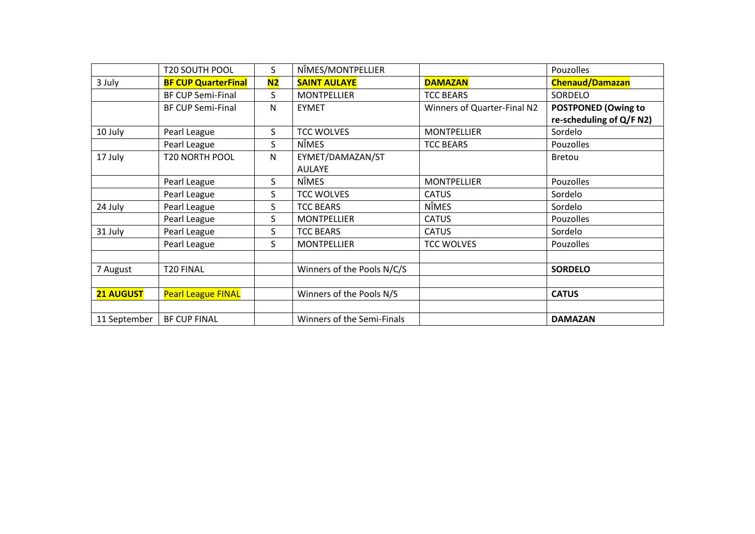| | | | | | |
|---|---|---|---|---|---|
| | T20 SOUTH POOL | S | NÎMES/MONTPELLIER | | Pouzolles |
| 3 July | **BF CUP QuarterFinal** | **N2** | **SAINT AULAYE** | **DAMAZAN** | **Chenaud/Damazan** |
| | BF CUP Semi-Final | S | MONTPELLIER | TCC BEARS | SORDELO |
| | BF CUP Semi-Final | N | EYMET | Winners of Quarter-Final N2 | **POSTPONED (Owing to re-scheduling of Q/F N2)** |
| 10 July | Pearl League | S | TCC WOLVES | MONTPELLIER | Sordelo |
| | Pearl League | S | NÎMES | TCC BEARS | Pouzolles |
| 17 July | T20 NORTH POOL | N | EYMET/DAMAZAN/ST AULAYE | | Bretou |
| | Pearl League | S | NÎMES | MONTPELLIER | Pouzolles |
| | Pearl League | S | TCC WOLVES | CATUS | Sordelo |
| 24 July | Pearl League | S | TCC BEARS | NÎMES | Sordelo |
| | Pearl League | S | MONTPELLIER | CATUS | Pouzolles |
| 31 July | Pearl League | S | TCC BEARS | CATUS | Sordelo |
| | Pearl League | S | MONTPELLIER | TCC WOLVES | Pouzolles |
| | | | | | |
| 7 August | T20 FINAL | | Winners of the Pools N/C/S | | **SORDELO** |
| | | | | | |
| **21 AUGUST** | Pearl League FINAL | | Winners of the Pools N/S | | **CATUS** |
| | | | | | |
| 11 September | BF CUP FINAL | | Winners of the Semi-Finals | | **DAMAZAN** |